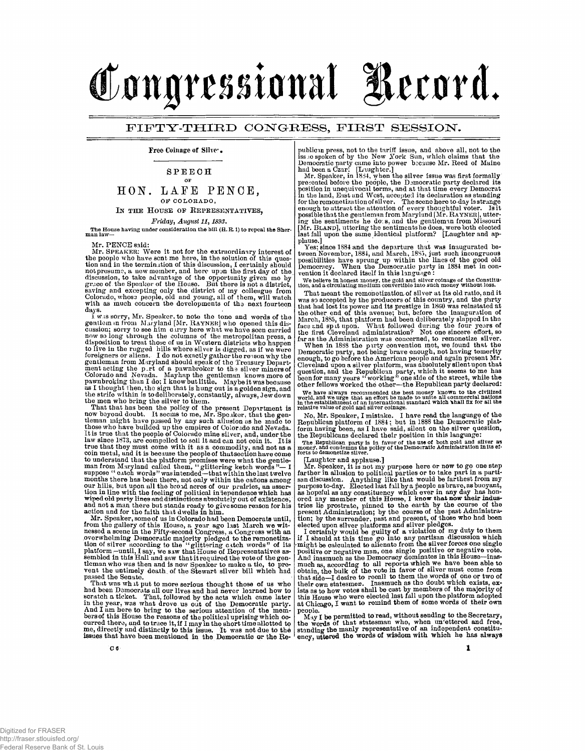# Congressional Record.

## FIFTY-THIRD CONGRESS, FIRST SESSION.

**Free Coinage of Silver.**

### SPEECH

OF

## HON. LAFE PENCE,

OF COLORADO,

IN THE HOUSE OF REPRESENTATIVES,

*Friday, August 11, 1893.*

The House having under consideration the bill (H. R. 1) to repeal the Sherman law—

Mr. PENCE said:

Mr. SPEAKER: Were it not for the extraordinary interest of the people who have sent me here, in the solution of this question and in the termination of this discussion, I certainly should not presume, a new member, and here upon the first day of the discussion, to take advantage of the opportunity given me by grace of the Speaker of the House. But there is not a district, saving and excepting only the district of my colleague from Colorado, whose people, old and young, all of them, will watch with as much concern the developments of the next fourteen days.

I was sorry, Mr. Speaker, to note the tone and words of the gentleman from Maryland [Mr. RAYNER] who opened this discussion; sorry to see him carry here what we have seen carried now so long through the columns of the metropolitan press, a disposition to treat those of us in Western districts who happen to live in the rugged hills where silver is digged, as if we were foreigners or aliens. I do not exactly gather the reason why the gentleman from Maryland should speak of the Treasury Department acting the part of a pawnbroker to the silver miners of Colorado and Nevada. Mayhap the gentleman knows more of pawnbroking than I do; I know but little. Maybe it was because as I thought then, the sign that is hung out is a golden sign, and the strife within is to deliberately, constantly, always, Jew down the men who bring the silver to them.

That that has been the policy of the present Department is now beyond doubt. It seems to me, Mr. Speaker, that the gentleman might have passed by any such allusion as he made to those who have builded up the empires of Colorado and Nevada. It is true that the people of Colorado mine silver, and, under the law since 1873, are compelled to sell it and can not coin it. It is true that they must come with it as a commodity, and not as a coin metal, and it is because the people of that section have come to understand that the platform promises were what the gentleman from Maryland called them, "glittering ketch words"—I suppose "catch words" was intended—that within the last twelve months there has been there, not only within the cañons among our hills, but upon all the broad acres of our prairies, an assertion in line with the feeling of political independence which has wiped old party lines and distinctions absolutely out of existence, and not a man there but stands ready to give some reason for his action and for the faith that dwells in him.

Mr. Speaker, some of us in Colorado had been Democrats until, from the gallery of this House, a year ago last March we witnessed a scene in the Fifty-second Congress, a Congress with an overwhelming Democratic majority pledged to the remonetization of silver according to the "glittering catch words" of its platform—until, I say, we saw that House of Representatives assembled in this Hall and saw that it required the vote of the gentleman who was then and is now Speaker to make a tie, to prevent the untimely death of the Stewart silver bill which had passed the Senate.

That was what put to more serious thought those of us who had been Democrats all our lives and had never learned how to scratch a ticket. That, followed by the acts which came later in the year, was what drove us out of the Democratic party. And I am here to bring to the serious attention of the members of this House the reasons of the political uprising which occurred there, and to trace it, if I may in the short time allotted to me, directly and distinctly to this issue. It was not due to the issues that have been mentioned in the Democratic or the Republican press, not to the tariff issue, and above all, not to the issue spoken of by the New York Sun, which claims that the Democratic party came into power because Mr. Reed of Maine had been a Czar! [Laughter.]

Mr. Speaker, in 1884, when the silver issue was first formally presented before the people, the Democratic party declared its position in unequivocal terms, and at that time every Democrat in the land, East and West, accepted its declaration as standing for the remonetization of silver. The scene here to-day is strange enough to attract the attention of every thoughtful voter. Is it possible that the gentleman from Maryland [Mr. RAYNER], uttering the sentiments he does, and the gentleman from Missouri [Mr. BLAND], uttering the sentiments he does, were both elected last fall upon the same identical platform? [Laughter and applause.]

Yes; since 1884 and the departure that was inaugurated between November, 1884, and March, 1885, just such incongruous possibilities have sprung up within the lines of the good old Democracy. When the Democratic party in 1884 met in convention it declared itself in this language:

> We believe in honest money, the gold and silver coinage of the Constitution, and a circulating medium convertible into such money without loss.

That meant the remonetization of silver at its old ratio, and it was so accepted by the producers of this country, and the party that had lost its power and its prestige in 1860 was reinstated at the other end of this avenue; but, before the inauguration of March, 1885, that platform had been deliberately slapped in the face and spit upon. What followed during the four years of the first Cleveland administration? Not one sincere effort, so far as the Administration was concerned, to remonetize silver.

When in 1888 the party convention met, we found that the Democratic party, not being brave enough, not having temerity enough, to go before the American people and again present Mr. Cleveland upon a silver platform, was absolutely silent upon that question, and the Republican party, which it seems to me has been for many years "working" one side of the street, while the other fellows worked the other—the Republican party declared:

> We have always recommended the best money known to the civilized world, and we urge that an effort be made to unite all commercial nations in the establishment of an international standard which shall fix for all the relative value of gold and silver coinage.

No, Mr. Speaker, I mistake. I have read the language of the Republican platform of 1884; but in 1888 the Democratic platform having been, as I have said, silent on the silver question, the Republicans declared their position in this language:

> The Republican party is in favor of the use of both gold and silver as money, and condemns the policy of the Democratic Administration in its efforts to demonetize silver.

[Laughter and applause.]

Mr. Speaker, it is not my purpose here or now to go one step farther in allusion to political parties or to take part in a partisan discussion. Anything like that would be farthest from my purpose to-day. Elected last fall by a people as brave, as buoyant, as hopeful as any constituency which ever in any day has honored any member of this House, I know that now their industries lie prostrate, pinned to the earth by the course of the present Administration; by the course of the past Administration; by the surrender, past and present, of those who had been elected upon silver platforms and silver pledges.

I certainly would be guilty of a violation of my duty to them if I should at this time go into any partisan discussion which might be calculated to alienate from the silver forces one single positive or negative man, one single positive or negative vote. And inasmuch as the Democracy dominates in this House—inasmuch as, according to all reports which we have been able to obtain, the bulk of the vote in favor of silver must come from that side—I desire to recall to them the words of one or two of their own statesmen. Inasmuch as the doubt which exists, exists as to how votes shall be cast by members of the majority of this House who were elected last fall upon the platform adopted at Chicago, I want to remind them of some words of their own people.

May I be permitted to read, without sending to the Secretary, the words of that statesman who, when unfettered and free, standing the manly representative of an independent constituency, uttered the words of wisdom with which he has always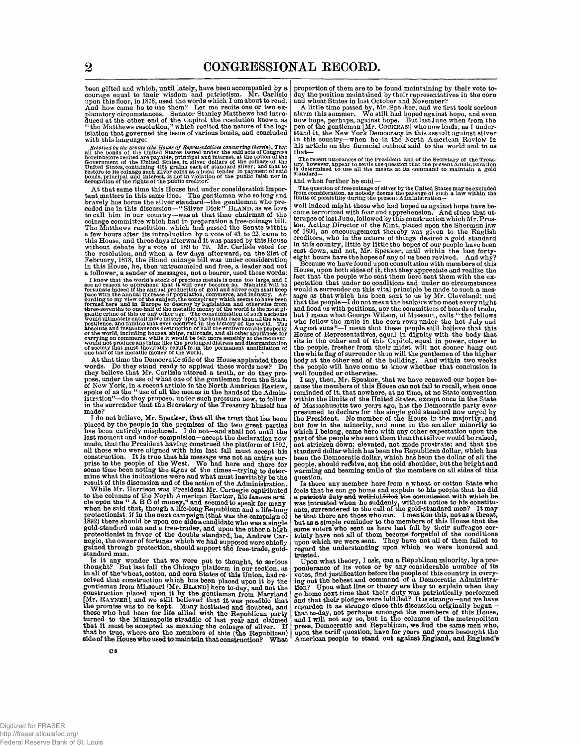been gifted and which, until lately, have been accompanied by a courage equal to their wisdom and patriotism. Mr. Carlisle upon this floor, in 1878, used the words which I am about to read. And how came he to use them? Let me recite one or two explanatory circumstances. Senator Stanley Matthews had introduced at the other end of the Capitol the resolution known as "the Matthews resolution," which recited the nature of the legislation that governed the issue of various bonds, and concluded with this language:

*Resolved by the Senate (the House of Representatives concurring therein)*, That all the bonds of the United States issued under the said acts of Congress hereinbefore recited are payable, principal and interest, at the option of the Government of the United States, in silver dollars of the coinage of the United States, containing 412½ grains each of standard silver; and that to restore to its coinage such silver coins as a legal tender in payment of said bonds, principal and interest, is not in violation of the public faith nor in derogation of the rights of the public creditor.

At that same time this House had under consideration important matters in this same line. The gentleman who so long and bravely has borne the silver standard—the gentleman who preceded me in this discussion—"Silver Dick" BLAND, as we love to call him in our country—was at that time chairman of the coinage committee which had in preparation a free-coinage bill. The Matthews resolution, which had passed the Senate within a few hours after its introduction by a vote of 43 to 22, came to this House, and three days afterward it was passed by this House without debate by a vote of 189 to 79. Mr. Carlisle voted for the resolution, and when a few days afterward, on the 21st of February, 1878, the Bland coinage bill was under consideration in this House, he, then untrammeled and free, a leader and not a follower, a sender of messages, not a bearer, used these words:

I know that the world's stock of precious metals is none too large, and I see no reason to apprehend that it will ever become so. Mankind will be fortunate indeed if the annual production of gold and silver coin shall keep pace with the annual increase of population, commerce, and industry. According to my view of the subject, the conspiracy which seems to have been formed here and in Europe to destroy by legislation and otherwise from three-sevenths to one-half of the metallic money of the world is the most gigantic crime of this or any other age. The consummation of such a scheme would ultimately entail more misery upon the human race than all the wars, pestilence, and famine that ever occurred in the history of the world. The absolute and instantaneous destruction of half the entire movable property of the world, including houses, ships, railroads, and all other appliances for carrying on commerce, while it would be felt more sensibly at the moment, would not produce anything like the prolonged distress and disorganization of society that must inevitably result from the permanent annihilation of one-half of the metallic money of the world.

At that time the Democratic side of the House applauded these words. Do they stand ready to applaud these words now? Do they believe that Mr. Carlisle uttered a truth, or do they propose, under the use of what one of the gentlemen from the State of New York, in a recent article in the North American Review, spoke of as the "use of all the means in the hands of the Administration"—do they propose, under such pressure now, to follow in the surrender that the Secretary of the Treasury himself has made?

I do not believe, Mr. Speaker, that all the trust that has been placed by the people in the promises of the two great parties has been entirely misplaced. I do not—and shall not until the last moment and under compulsion—accept the declaration now made, that the President having construed the platform of 1892, all those who were aligned with him last fall must accept his construction. It is true that his message was not an entire surprise to the people of the West. We had here and there for some time been noting the signs of the times—trying to determine what the indications were and what must inevitably be the result of this discussion and of the action of the Administration.

While Mr. Harrison was President Mr. Carnegie contributed to the columns of the North American Review, his famous article upon the "A B C of money," and seemed to speak for many when he said that, though a life-long Republican and a life-long protectionist, if in the next campaign (that was the campaign of 1892) there should be upon one side a candidate who was a single gold-standard man and a free-trader, and upon the other a high protectionist in favor of the double standard, he, Andrew Carnegie, the owner of fortunes which we had supposed were chiefly gained through protection, should support the free-trade, gold-standard man.

Is it any wonder that we were put to thought, to serious thought? But last fall the Chicago platform in our section, as in all of the wheat, cotton, and corn States of this Union, had received that construction which has been placed upon it by the gentleman from Missouri [Mr. BLAND] here to-day, and not the construction placed upon it by the gentleman from Maryland [Mr. RAYNER], and we still believed that it was possible that the promise was to be kept. Many hesitated and doubted, and those who had been for life allied with the Republican party turned to the Minneapolis straddle of last year and claimed that it must be accepted as meaning the coinage of silver. If that be true, where are the members of this (the Republican) side of the House who used to maintain that construction? What proportion of them are to be found maintaining by their vote to-day the position maintained by their representatives in the corn and wheat States in last October and November?

A little time passed by, Mr. Speaker, and we first took serious alarm this summer. We still had hoped against hope, and even now hope, perhaps, against hope. But last June when from the pen of the gentleman [Mr. COCKRAN] who now leads, as I understand it, the New York Democracy in this assault against silver in this country—when he in the North American Review in his article on the financial outlook said to the world and to us that—

The recent utterances of the President and of the Secretary of the Treasury, however, appear to settle the question that the present Administration is determined to use all the means at its command to maintain a gold standard—

and when further he said—

The question of free coinage of silver by the United States may be excluded from consideration, as nobody deems the passage of such a law within the limits of possibility during the present Administration—

well indeed might those who had hoped as against hope have become terrorized with fear and apprehension. And since that utterance of last June, followed by this construction which Mr. Preston, Acting Director of the Mint, placed upon the Sherman law of 1890, an encouragement thereby was given to the English creditors, who in the nature of things desired a gold standard in this country, little by little the hopes of our people have been cast down, and not, Mr. Speaker, until within the last forty-eight hours have the hopes of any of us been revived. And why?

Because we have found upon consultation with members of this House, upon both sides of it, that they appreciate and realize the fact that the people who sent them here sent them with the expectation that under no conditions and under no circumstances would a surrender on this vital principle be made to such a message as that which has been sent to us by Mr. Cleveland; and that the people—I do not mean the bankers who meet every night and flood us with petitions, nor the committees of boards of trade, but I mean what George Wilson, of Missouri, calls "the fellows who follow the mule in the corn rows under the hot July and August suns"—I mean that these people still believe that this House of Representatives, equal in dignity with the body that sits in the other end of this Capitol, equal in power, closer to the people, fresher from their midst, will not sooner hang out the white flag of surrender than will the gentlemen of the higher body at the other end of the building. And within two weeks the people will have come to know whether that conclusion is well founded or otherwise.

I say, then, Mr. Speaker, that we have renewed our hopes because the members of this House can not fail to recall, when once reminded of it, that nowhere, at no time, at no State convention within the limits of the United States, except once in the State of Massachusetts two years ago, has the Democratic party ever presumed to declare for the single gold standard now urged by the President. No member of the House in the majority, and but few in the minority, and none in the smaller minority to which I belong, came here with any other expectation upon the part of the people who sent them than that silver would be raised, not stricken down; elevated, not made prostrate; and that the standard dollar which has been the Republican dollar, which has been the Democratic dollar, which has been the dollar of all the people, should receive, not the cold shoulder, but the bright and warming and beaming smile of the members on all sides of this question.

Is there any member here from a wheat or cotton State who feels that he can go home and explain to his people that he did a patriot's duty and well-fulfilled the commission with which he was intrusted when he suddenly, without notice to his constituents, surrendered to the call of the gold-standard men? It may be that there are those who can. I mention this, not as a threat, but as a simple reminder to the members of this House that the same voters who sent us here last fall by their suffrages certainly have not all of them become forgetful of the conditions upon which we were sent. They have not all of them failed to regard the understanding upon which we were honored and trusted.

Upon what theory, I ask, can a Republican minority, by a preponderance of its votes or by any considerable number of its votes, find justification before the people of this country in carrying out the behest and command of a Democratic Administration? Upon what line or theory are they to explain when they go home next time that their duty was patriotically performed and that their pledges were fulfilled? It is strange—and we have regarded it as strange since this discussion originally began—that to-day, not perhaps amongst the members of this House, and I will not say so, but in the columns of the metropolitan press, Democratic and Republican, we find the same men who, upon the tariff question, have for years and years besought the American people to stand out against England, and England's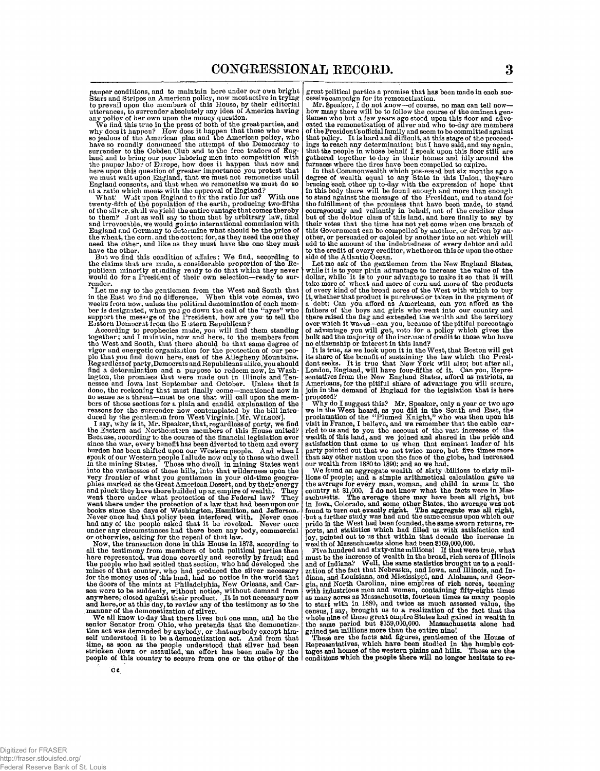pauper conditions, and to maintain here under our own bright Stars and Stripes an American policy, now most active in trying to prevail upon the members of this House, by their editorial utterances, to surrender absolutely any idea of America having any policy of her own upon the money question.

We find this true in the press of both of the great parties, and why does it happen? How does it happen that those who were so jealous of the American plan and the American policy, who have so roundly denounced the attempt of the Democracy to surrender to the Cobden Club and to the free traders of England and to bring our poor laboring men into competition with the pauper labor of Europe, how does it happen that now and here upon this question of greater importance you protest that we must wait upon England, that we must not remonetize until England consents, and that when we remonetize we must do so at a ratio which meets with the approval of England?

What! Wait upon England to fix the ratio for us? With one twenty-fifth of the population of the earth, producing two-fifths of the silver, shall we yield the entire vantage that comes thereby to them? Just as well say to them that by arbitrary law, final and irrevocable, we would go into international commission with England and Germany to determine what should be the price of the wheat, the corn, and the cotton; for, as they need the one they need the other, and like as they must have the one they must have the other.

But we find this condition of affairs: We find, according to the claims that are made, a considerable proportion of the Republican minority standing ready to do that which they never would do for a President of their own selection—ready to surrender.

Let me say to the gentlemen from the West and South that in the East we find no difference. When this vote comes, two weeks from now, unless the political denomination of each member is designated, when you go down the call of the "ayes" who support the message of the President, how are you to tell the Eastern Democrat from the Eastern Republican?

According to prophecies made, you will find them standing together; and I maintain, now and here, to the members from the West and South, that there should be that same degree of vigor and energetic organization for the protection of our people that you find down here, east of the Allegheny Mountains. Regardless of party, Democrats and Republicans alike, you should find a determination and a purpose to redeem now, in Washington, the promises that were made out in Illinois and Tennessee and Iowa last September and October. Unless that is done, the reckoning that must finally come—mentioned now in no sense as a threat—must be one that will call upon the members of those sections for a plain and candid explanation of the reasons for the surrender now contemplated by the bill introduced by the gentleman from West Virginia [Mr. WILSON].

I say, why is it, Mr. Speaker, that, regardless of party, we find the Eastern and Northeastern members of this House united? Because, according to the course of the financial legislation ever since the war, every benefit has been diverted to them and every burden has been shifted upon our Western people. And when I speak of our Western people I allude now only to those who dwell in the mining States. Those who dwell in mining States went into the vastnesses of those hills, into that wilderness upon the very frontier of what you gentlemen in your old-time geographies marked as the Great American Desert, and by their energy and pluck they have there builded up an empire of wealth. They went there under what protection of the Federal law? They went there under the protection of a law that had been upon our books since the days of Washington, Hamilton, and Jefferson. Never once had that policy been interfered with. Never once had any of the people asked that it be revoked. Never once under any circumstances had there been any body, commercial or otherwise, asking for the repeal of that law.

Now, the transaction done in this House in 1873, according to all the testimony from members of both political parties then here represented, was done covertly and secretly by fraud; and the people who had settled that section, who had developed the mines of that country, who had produced the silver necessary for the money uses of this land, had no notice in the world that the doors of the mints at Philadelphia, New Orleans, and Carson were to be suddenly, without notice, without demand from anywhere, closed against their product. It is not necessary now and here, or at this day, to review any of the testimony as to the manner of the demonetization of silver.

We all know to-day that there lives but one man, and he the senior Senator from Ohio, who pretends that the demonetization act was demanded by anybody, or that anybody except himself understood it to be a demonetization act. And from that time, as soon as the people understood that silver had been stricken down or assaulted, an effort has been made by the people of this country to secure from one or the other of the great political parties a promise that has been made in each successive campaign for its remonetization.

Mr. Speaker, I do not know—of course, no man can tell now—how many there will be to follow the course of the eminent gentlemen who but a few years ago stood upon this floor and advocated the remonetization of silver and who to-day are members of the President's official family and seem to be committed against that policy. It is hard and difficult, at this stage of the proceedings to reach any determination; but I have said, and say again, that the people in whose behalf I speak upon this floor still are gathered together to-day in their homes and idly around the furnaces where the fires have been compelled to expire.

In that Commonwealth which possessed but six months ago a degree of wealth equal to any State in this Union, they are bracing each other up to-day with the expression of hope that in this body there will be found enough and more than enough to stand against the message of the President, and to stand for the fulfillment of the promises that have been made, to stand courageously and valiantly in behalf, not of the creditor class but of the debtor class of this land, and here finally to say by their votes that the time has not yet come when one branch of this Government can be compelled by another, or driven by another, or persuaded or cajoled by another into an act which will add to the amount of the indebtedness of every debtor and add to the credit of every creditor, whether on this or upon the other side of the Atlantic Ocean.

Let me ask of the gentlemen from the New England States, while it is to your plain advantage to increase the value of the dollar, while it is to your advantage to make it so that it will take more of wheat and more of corn and more of the products of every kind of the broad acres of the West with which to buy it, whether that product is purchased or taken in the payment of a debt: Can you afford as Americans, can you afford as the fathers of the boys and girls who went into our country and there raised the flag and extended the wealth and the territory over which it waves—can you, because of the pitiful percentage of advantage you will get, vote for a policy which gives the bulk and the majority of the increase of credit to those who have no citizenship or interest in this land?

It is true, as we look upon it in the West, that Boston will get its share of the benefit of sustaining the law which the President seeks. It is true that New York will also; but after all, London, England, will have four-fifths of it. Can you, Representatives from the New England States, afford as patriots, as Americans, for the pitiful share of advantage you will secure, join in the demand of England for the legislation that is here proposed?

Why do I suggest this? Mr. Speaker, only a year or two ago we in the West heard, as you did in the South and East, the proclamation of the "Plumed Knight," who was then upon his visit in France, I believe, and we remember that the cable carried to us and to you the account of the vast increase of the wealth of this land, and we joined and shared in the pride and satisfaction that came to us when that eminent leader of his party pointed out that we not twice more, but five times more than any other nation upon the face of the globe, had increased our wealth from 1880 to 1890; and so we had.

We found an aggregate wealth of sixty billions to sixty millions of people; and a simple arithmetical calculation gave us the average for every man, woman, and child in arms in the country at $1,000. I do not know what the facts were in Massachusetts. The average there may have been all right, but in Iowa, Colorado, and some other States, the average was not found to turn out exactly right. The aggregate was all right, but a further study was had and the same census upon which our pride in the West had been founded, the same sworn returns, reports, and statistics which had filled us with satisfaction and joy, pointed out to us that within that decade the increase in wealth of Massachusetts alone had been $569,000,000.

Five hundred and sixty-nine millions! If that were true, what must be the increase of wealth in the broad, rich acres of Illinois and of Indiana? Well, the same statistics brought us to a realization of the fact that Nebraska, and Iowa, and Illinois, and Indiana, and Louisiana, and Mississippi, and Alabama, and Georgia, and North Carolina, nine empires of rich acres, teeming with industrious men and women, containing fifty-eight times as many acres as Massachusetts, fourteen times as many people to start with in 1880, and twice as much assessed value, the census, I say, brought us to a realization of the fact that the whole nine of these great empire States had gained in wealth in the same period but $559,000,000. Massachusetts alone had gained ten millions more than the entire nine!

These are the facts and figures, gentlemen of the House of Representatives, which have been studied in the humble cottages and homes of the western plains and hills. These are the conditions which the people there will no longer hesitate to re-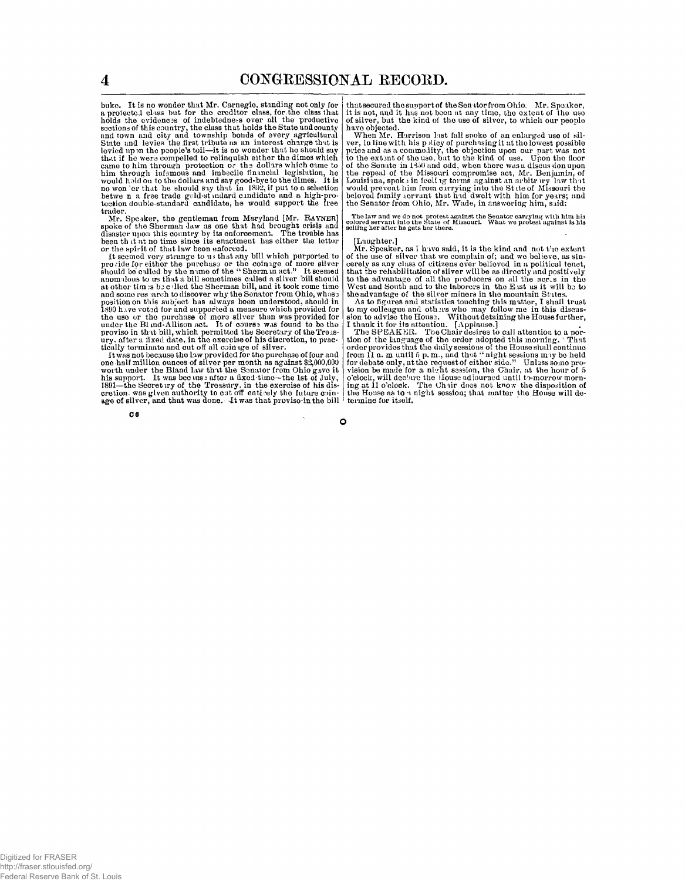buke. It is no wonder that Mr. Carnegie, standing not only for a protected class but for the creditor class, for the class that holds the evidences of indebtedness over all the productive sections of this country, the class that holds the State and county and town and city and township bonds of every agricultural State and levies the first tribute as an interest charge that is levied upon the people's toil—it is no wonder that he should say that if he were compelled to relinquish either the dimes which came to him through protection or the dollars which came to him through infamous and imbecile financial legislation, he would hold on to the dollars and say good-bye to the dimes. It is no wonder that he should say that in 1892, if put to a selection between a free trade gold-standard candidate and a high-protection double-standard candidate, he would support the free trader.

Mr. Speaker, the gentleman from Maryland [Mr. RAYNER] spoke of the Sherman law as one that had brought crisis and disaster upon this country by its enforcement. The trouble has been that at no time since its enactment has either the letter or the spirit of that law been enforced.

It seemed very strange to us that any bill which purported to provide for either the purchase or the coinage of more silver should be called by the name of the "Sherman act." It seemed anomalous to us that a bill sometimes called a silver bill should at other times be called the Sherman bill, and it took some time and some research to discover why the Senator from Ohio, whose position on this subject has always been understood, should in 1890 have voted for and supported a measure which provided for the use or the purchase of more silver than was provided for under the Bland-Allison act. It of course was found to be the proviso in that bill, which permitted the Secretary of the Treasury, after a fixed date, in the exercise of his discretion, to practically terminate and cut off all coinage of silver.

It was not because the law provided for the purchase of four and one-half million ounces of silver per month as against $2,000,000 worth under the Bland law that the Senator from Ohio gave it his support. It was because after a fixed time—the 1st of July, 1891—the Secretary of the Treasury, in the exercise of his discretion, was given authority to cut off entirely the future coinage of silver, and that was done. It was that proviso in the bill that secured the support of the Senator from Ohio. Mr. Speaker, it is not, and it has not been at any time, the extent of the use of silver, but the kind of the use of silver, to which our people have objected.

When Mr. Harrison last fall spoke of an enlarged use of silver, in line with his policy of purchasing it at the lowest possible price and as a commodity, the objection upon our part was not to the extent of the use, but to the kind of use. Upon the floor of the Senate in 1850 and odd, when there was a discussion upon the repeal of the Missouri compromise act, Mr. Benjamin, of Louisiana, spoke in feeling terms against an arbitrary law that would prevent him from carrying into the State of Missouri the beloved family servant that had dwelt with him for years; and the Senator from Ohio, Mr. Wade, in answering him, said:

> The law and we do not protest against the Senator carrying with him his colored servant into the State of Missouri. What we protest against is his selling her after he gets her there.

[Laughter.]

Mr. Speaker, as I have said, it is the kind and not the extent of the use of silver that we complain of; and we believe, as sincerely as any class of citizens ever believed in a political tenet, that the rehabilitation of silver will be as directly and positively to the advantage of all the producers on all the acres in the West and South and to the laborers in the East as it will be to the advantage of the silver miners in the mountain States.

As to figures and statistics touching this matter, I shall trust to my colleague and others who may follow me in this discussion to advise the House. Without detaining the House further, I thank it for its attention. [Applause.]

The SPEAKER. The Chair desires to call attention to a portion of the language of the order adopted this morning. That order provides that the daily sessions of the House shall continue from 11 a. m until 5 p. m., and that "night sessions may be held for debate only, at the request of either side." Unless some provision be made for a night session, the Chair, at the hour of 5 o'clock, will declare the House adjourned until to-morrow morning at 11 o'clock. The Chair does not know the disposition of the House as to a night session; that matter the House will determine for itself.

O6

O